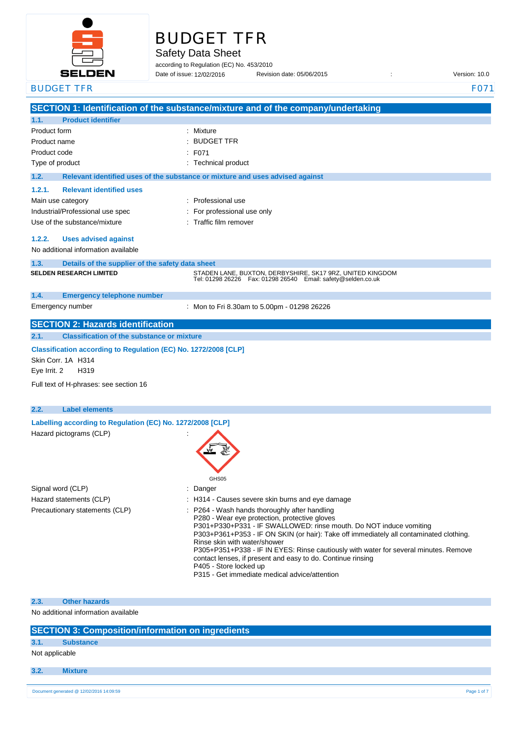# BUDGET TFR

Safety Data Sheet

according to Regulation (EC) No. 453/2010

Date of issue: 12/02/2016 Revision date: 05/06/2015 : Version: 10.0

## SECTION 1: Identification of the substance/mixture and of the company/undertaking

### 1.1. Product identifier

| | |
|---|---|
| Product form | : Mixture |
| Product name | : BUDGET TFR |
| Product code | : F071 |
| Type of product | : Technical product |

### 1.2. Relevant identified uses of the substance or mixture and uses advised against

#### 1.2.1. Relevant identified uses

| | |
|---|---|
| Main use category | : Professional use |
| Industrial/Professional use spec | : For professional use only |
| Use of the substance/mixture | : Traffic film remover |

#### 1.2.2. Uses advised against

No additional information available

### 1.3. Details of the supplier of the safety data sheet

**SELDEN RESEARCH LIMITED**

STADEN LANE, BUXTON, DERBYSHIRE, SK17 9RZ, UNITED KINGDOM
Tel: 01298 26226 Fax: 01298 26540 Email: safety@selden.co.uk

### 1.4. Emergency telephone number

| | |
|---|---|
| Emergency number | : Mon to Fri 8.30am to 5.00pm - 01298 26226 |

## SECTION 2: Hazards identification

### 2.1. Classification of the substance or mixture

**Classification according to Regulation (EC) No. 1272/2008 [CLP]**

Skin Corr. 1A H314

Eye Irrit. 2 H319

Full text of H-phrases: see section 16

### 2.2. Label elements

**Labelling according to Regulation (EC) No. 1272/2008 [CLP]**

Hazard pictograms (CLP) :

GHS05

Signal word (CLP) : Danger

Hazard statements (CLP) : H314 - Causes severe skin burns and eye damage

Precautionary statements (CLP) :
- P264 - Wash hands thoroughly after handling
- P280 - Wear eye protection, protective gloves
- P301+P330+P331 - IF SWALLOWED: rinse mouth. Do NOT induce vomiting
- P303+P361+P353 - IF ON SKIN (or hair): Take off immediately all contaminated clothing. Rinse skin with water/shower
- P305+P351+P338 - IF IN EYES: Rinse cautiously with water for several minutes. Remove contact lenses, if present and easy to do. Continue rinsing
- P405 - Store locked up
- P315 - Get immediate medical advice/attention

### 2.3. Other hazards

No additional information available

## SECTION 3: Composition/information on ingredients

### 3.1. Substance

Not applicable

### 3.2. Mixture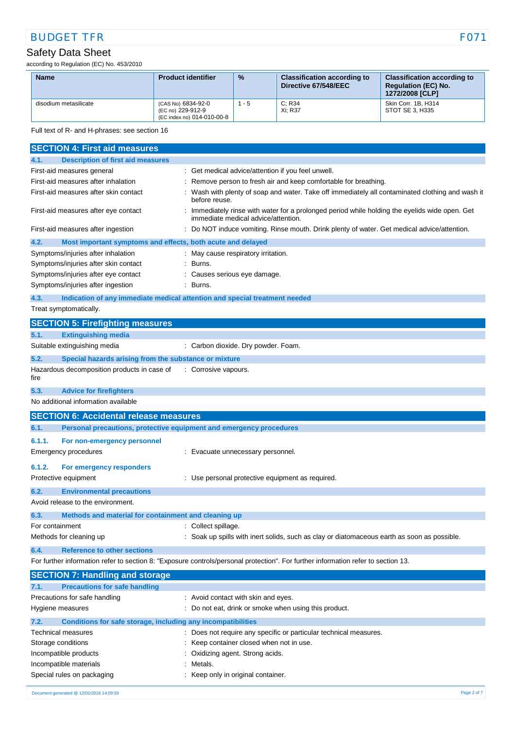| Name | Product identifier | % | Classification according to Directive 67/548/EEC | Classification according to Regulation (EC) No. 1272/2008 [CLP] |
|---|---|---|---|---|
| disodium metasilicate | (CAS No) 6834-92-0<br>(EC no) 229-912-9<br>(EC index no) 014-010-00-8 | 1 - 5 | C; R34<br>Xi; R37 | Skin Corr. 1B, H314<br>STOT SE 3, H335 |

Full text of R- and H-phrases: see section 16

## SECTION 4: First aid measures

### 4.1. Description of first aid measures

First-aid measures general : Get medical advice/attention if you feel unwell.

First-aid measures after inhalation : Remove person to fresh air and keep comfortable for breathing.

First-aid measures after skin contact : Wash with plenty of soap and water. Take off immediately all contaminated clothing and wash it before reuse.

First-aid measures after eye contact : Immediately rinse with water for a prolonged period while holding the eyelids wide open. Get immediate medical advice/attention.

First-aid measures after ingestion : Do NOT induce vomiting. Rinse mouth. Drink plenty of water. Get medical advice/attention.

### 4.2. Most important symptoms and effects, both acute and delayed

Symptoms/injuries after inhalation : May cause respiratory irritation.

Symptoms/injuries after skin contact : Burns.

Symptoms/injuries after eye contact : Causes serious eye damage.

Symptoms/injuries after ingestion : Burns.

### 4.3. Indication of any immediate medical attention and special treatment needed

Treat symptomatically.

## SECTION 5: Firefighting measures

### 5.1. Extinguishing media

Suitable extinguishing media : Carbon dioxide. Dry powder. Foam.

### 5.2. Special hazards arising from the substance or mixture

Hazardous decomposition products in case of fire : Corrosive vapours.

### 5.3. Advice for firefighters

No additional information available

## SECTION 6: Accidental release measures

### 6.1. Personal precautions, protective equipment and emergency procedures

#### 6.1.1. For non-emergency personnel

Emergency procedures : Evacuate unnecessary personnel.

#### 6.1.2. For emergency responders

Protective equipment : Use personal protective equipment as required.

### 6.2. Environmental precautions

Avoid release to the environment.

### 6.3. Methods and material for containment and cleaning up

For containment : Collect spillage.

Methods for cleaning up : Soak up spills with inert solids, such as clay or diatomaceous earth as soon as possible.

### 6.4. Reference to other sections

For further information refer to section 8: "Exposure controls/personal protection". For further information refer to section 13.

## SECTION 7: Handling and storage

### 7.1. Precautions for safe handling

Precautions for safe handling : Avoid contact with skin and eyes.

Hygiene measures : Do not eat, drink or smoke when using this product.

### 7.2. Conditions for safe storage, including any incompatibilities

Technical measures : Does not require any specific or particular technical measures.

Storage conditions : Keep container closed when not in use.

Incompatible products : Oxidizing agent. Strong acids.

Incompatible materials : Metals.

Special rules on packaging : Keep only in original container.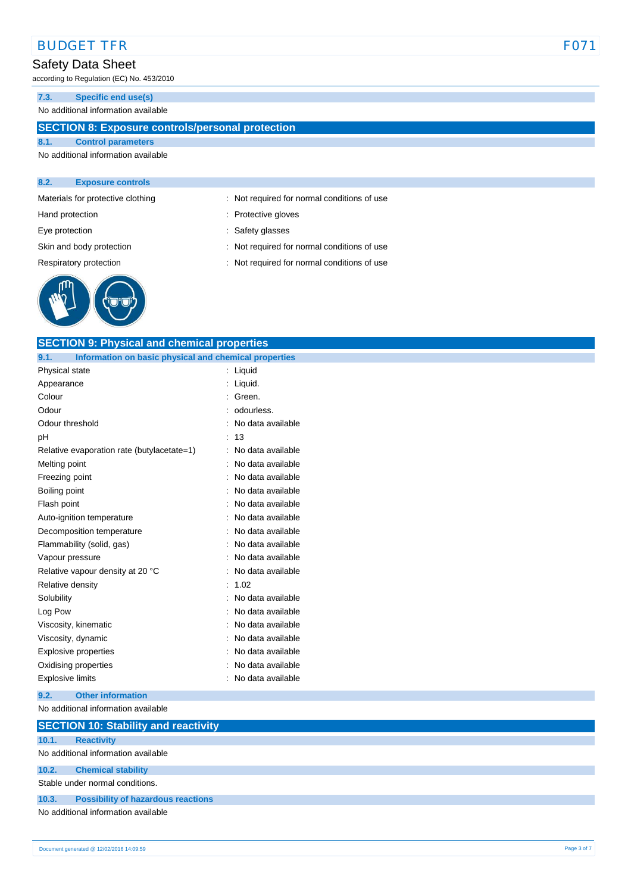### 7.3. Specific end use(s)

No additional information available

## SECTION 8: Exposure controls/personal protection

### 8.1. Control parameters

No additional information available

### 8.2. Exposure controls

| | |
|---|---|
| Materials for protective clothing | : Not required for normal conditions of use |
| Hand protection | : Protective gloves |
| Eye protection | : Safety glasses |
| Skin and body protection | : Not required for normal conditions of use |
| Respiratory protection | : Not required for normal conditions of use |

## SECTION 9: Physical and chemical properties

### 9.1. Information on basic physical and chemical properties

| | |
|---|---|
| Physical state | : Liquid |
| Appearance | : Liquid. |
| Colour | : Green. |
| Odour | : odourless. |
| Odour threshold | : No data available |
| pH | : 13 |
| Relative evaporation rate (butylacetate=1) | : No data available |
| Melting point | : No data available |
| Freezing point | : No data available |
| Boiling point | : No data available |
| Flash point | : No data available |
| Auto-ignition temperature | : No data available |
| Decomposition temperature | : No data available |
| Flammability (solid, gas) | : No data available |
| Vapour pressure | : No data available |
| Relative vapour density at 20 °C | : No data available |
| Relative density | : 1.02 |
| Solubility | : No data available |
| Log Pow | : No data available |
| Viscosity, kinematic | : No data available |
| Viscosity, dynamic | : No data available |
| Explosive properties | : No data available |
| Oxidising properties | : No data available |
| Explosive limits | : No data available |

### 9.2. Other information

No additional information available

## SECTION 10: Stability and reactivity

### 10.1. Reactivity

No additional information available

### 10.2. Chemical stability

Stable under normal conditions.

### 10.3. Possibility of hazardous reactions

No additional information available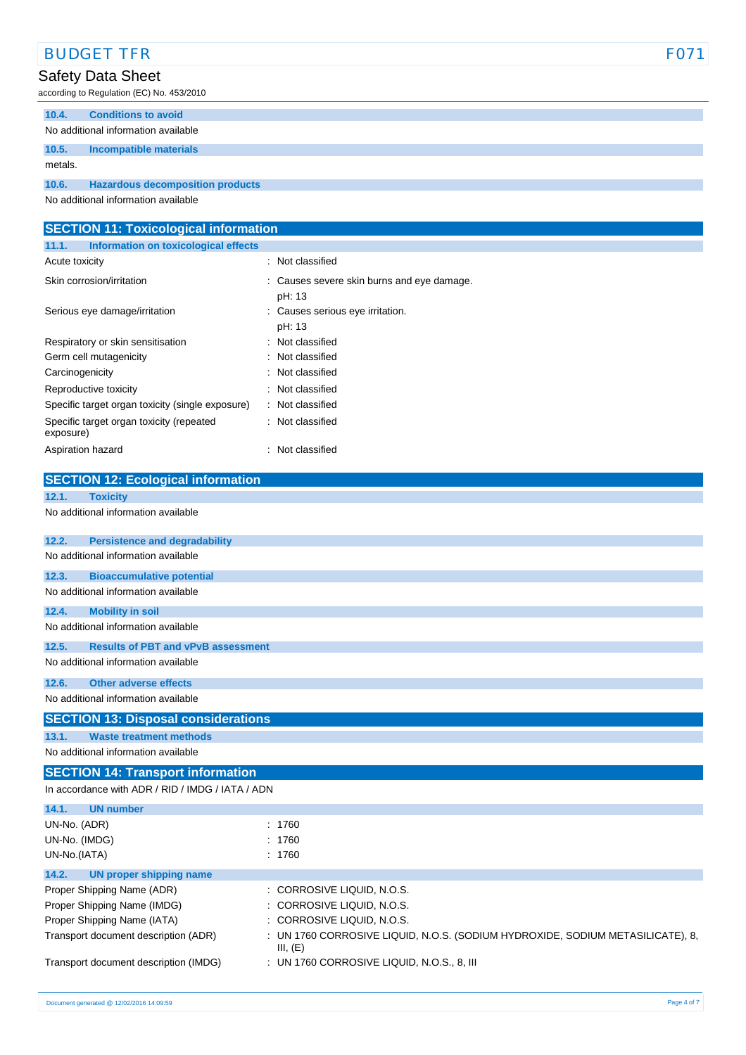### 10.4. Conditions to avoid

No additional information available

### 10.5. Incompatible materials

metals.

### 10.6. Hazardous decomposition products

No additional information available

## SECTION 11: Toxicological information

### 11.1. Information on toxicological effects

| | |
|---|---|
| Acute toxicity | : Not classified |
| Skin corrosion/irritation | : Causes severe skin burns and eye damage.<br>pH: 13 |
| Serious eye damage/irritation | : Causes serious eye irritation.<br>pH: 13 |
| Respiratory or skin sensitisation | : Not classified |
| Germ cell mutagenicity | : Not classified |
| Carcinogenicity | : Not classified |
| Reproductive toxicity | : Not classified |
| Specific target organ toxicity (single exposure) | : Not classified |
| Specific target organ toxicity (repeated exposure) | : Not classified |
| Aspiration hazard | : Not classified |

## SECTION 12: Ecological information

### 12.1. Toxicity

No additional information available

### 12.2. Persistence and degradability

No additional information available

### 12.3. Bioaccumulative potential

No additional information available

### 12.4. Mobility in soil

No additional information available

### 12.5. Results of PBT and vPvB assessment

No additional information available

### 12.6. Other adverse effects

No additional information available

## SECTION 13: Disposal considerations

### 13.1. Waste treatment methods

No additional information available

## SECTION 14: Transport information

In accordance with ADR / RID / IMDG / IATA / ADN

### 14.1. UN number

| | |
|---|---|
| UN-No. (ADR) | : 1760 |
| UN-No. (IMDG) | : 1760 |
| UN-No.(IATA) | : 1760 |

### 14.2. UN proper shipping name

| | |
|---|---|
| Proper Shipping Name (ADR) | : CORROSIVE LIQUID, N.O.S. |
| Proper Shipping Name (IMDG) | : CORROSIVE LIQUID, N.O.S. |
| Proper Shipping Name (IATA) | : CORROSIVE LIQUID, N.O.S. |
| Transport document description (ADR) | : UN 1760 CORROSIVE LIQUID, N.O.S. (SODIUM HYDROXIDE, SODIUM METASILICATE), 8, III, (E) |
| Transport document description (IMDG) | : UN 1760 CORROSIVE LIQUID, N.O.S., 8, III |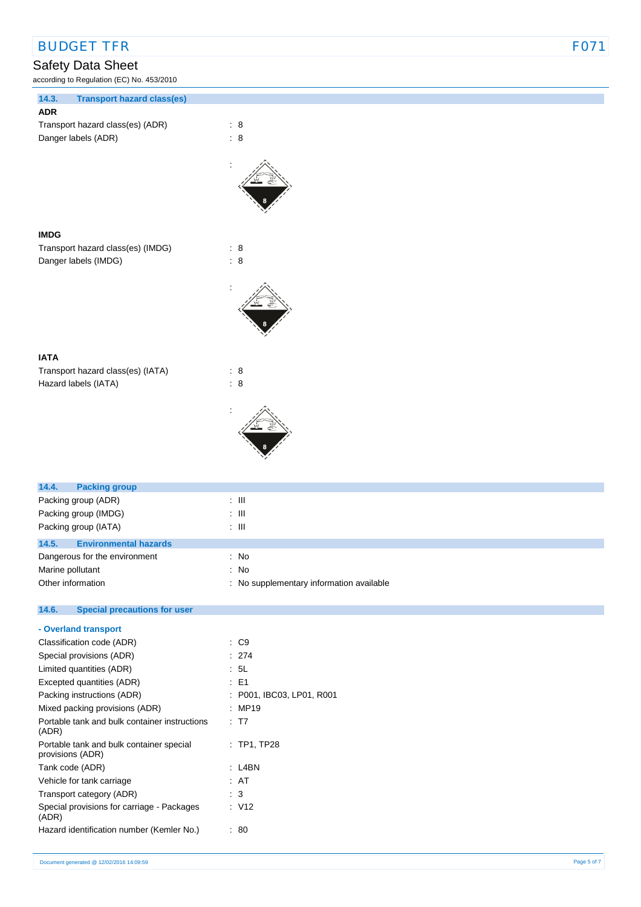### 14.3. Transport hazard class(es)

**ADR**

| | |
|---|---|
| Transport hazard class(es) (ADR) | : 8 |
| Danger labels (ADR) | : 8 |
| | : |

**IMDG**

| | |
|---|---|
| Transport hazard class(es) (IMDG) | : 8 |
| Danger labels (IMDG) | : 8 |
| | : |

**IATA**

| | |
|---|---|
| Transport hazard class(es) (IATA) | : 8 |
| Hazard labels (IATA) | : 8 |
| | : |

### 14.4. Packing group

| | |
|---|---|
| Packing group (ADR) | : III |
| Packing group (IMDG) | : III |
| Packing group (IATA) | : III |

### 14.5. Environmental hazards

| | |
|---|---|
| Dangerous for the environment | : No |
| Marine pollutant | : No |
| Other information | : No supplementary information available |

### 14.6. Special precautions for user

**- Overland transport**

| | |
|---|---|
| Classification code (ADR) | : C9 |
| Special provisions (ADR) | : 274 |
| Limited quantities (ADR) | : 5L |
| Excepted quantities (ADR) | : E1 |
| Packing instructions (ADR) | : P001, IBC03, LP01, R001 |
| Mixed packing provisions (ADR) | : MP19 |
| Portable tank and bulk container instructions (ADR) | : T7 |
| Portable tank and bulk container special provisions (ADR) | : TP1, TP28 |
| Tank code (ADR) | : L4BN |
| Vehicle for tank carriage | : AT |
| Transport category (ADR) | : 3 |
| Special provisions for carriage - Packages (ADR) | : V12 |
| Hazard identification number (Kemler No.) | : 80 |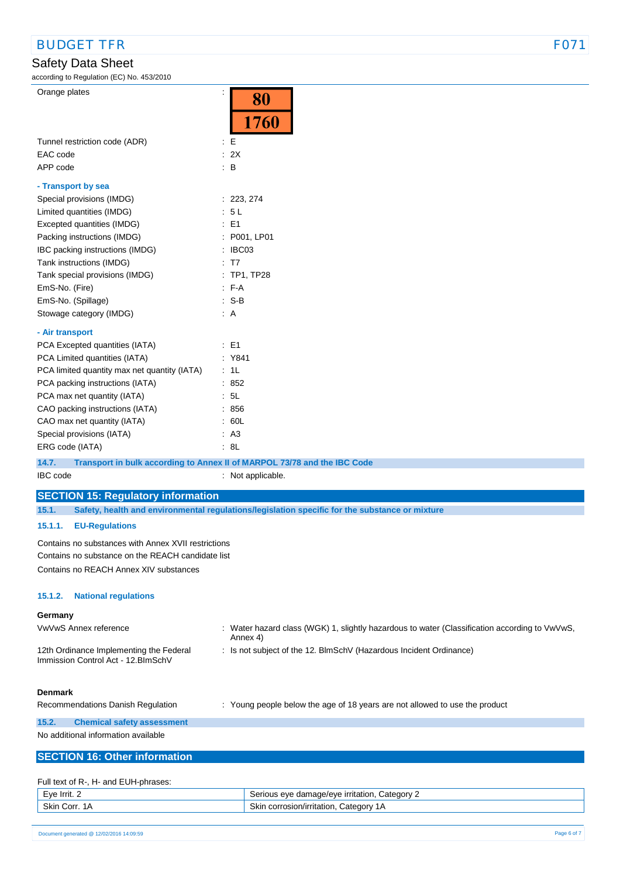| | |
|---|---|
| Orange plates | : 80 / 1760 |
| Tunnel restriction code (ADR) | : E |
| EAC code | : 2X |
| APP code | : B |

**- Transport by sea**

| | |
|---|---|
| Special provisions (IMDG) | : 223, 274 |
| Limited quantities (IMDG) | : 5 L |
| Excepted quantities (IMDG) | : E1 |
| Packing instructions (IMDG) | : P001, LP01 |
| IBC packing instructions (IMDG) | : IBC03 |
| Tank instructions (IMDG) | : T7 |
| Tank special provisions (IMDG) | : TP1, TP28 |
| EmS-No. (Fire) | : F-A |
| EmS-No. (Spillage) | : S-B |
| Stowage category (IMDG) | : A |

**- Air transport**

| | |
|---|---|
| PCA Excepted quantities (IATA) | : E1 |
| PCA Limited quantities (IATA) | : Y841 |
| PCA limited quantity max net quantity (IATA) | : 1L |
| PCA packing instructions (IATA) | : 852 |
| PCA max net quantity (IATA) | : 5L |
| CAO packing instructions (IATA) | : 856 |
| CAO max net quantity (IATA) | : 60L |
| Special provisions (IATA) | : A3 |
| ERG code (IATA) | : 8L |

### 14.7. Transport in bulk according to Annex II of MARPOL 73/78 and the IBC Code

IBC code : Not applicable.

## SECTION 15: Regulatory information

### 15.1. Safety, health and environmental regulations/legislation specific for the substance or mixture

#### 15.1.1. EU-Regulations

Contains no substances with Annex XVII restrictions
Contains no substance on the REACH candidate list
Contains no REACH Annex XIV substances

#### 15.1.2. National regulations

**Germany**

| | |
|---|---|
| VwVwS Annex reference | : Water hazard class (WGK) 1, slightly hazardous to water (Classification according to VwVwS, Annex 4) |
| 12th Ordinance Implementing the Federal Immission Control Act - 12.BImSchV | : Is not subject of the 12. BlmSchV (Hazardous Incident Ordinance) |

**Denmark**

| | |
|---|---|
| Recommendations Danish Regulation | : Young people below the age of 18 years are not allowed to use the product |

### 15.2. Chemical safety assessment

No additional information available

## SECTION 16: Other information

Full text of R-, H- and EUH-phrases:

| | |
|---|---|
| Eye Irrit. 2 | Serious eye damage/eye irritation, Category 2 |
| Skin Corr. 1A | Skin corrosion/irritation, Category 1A |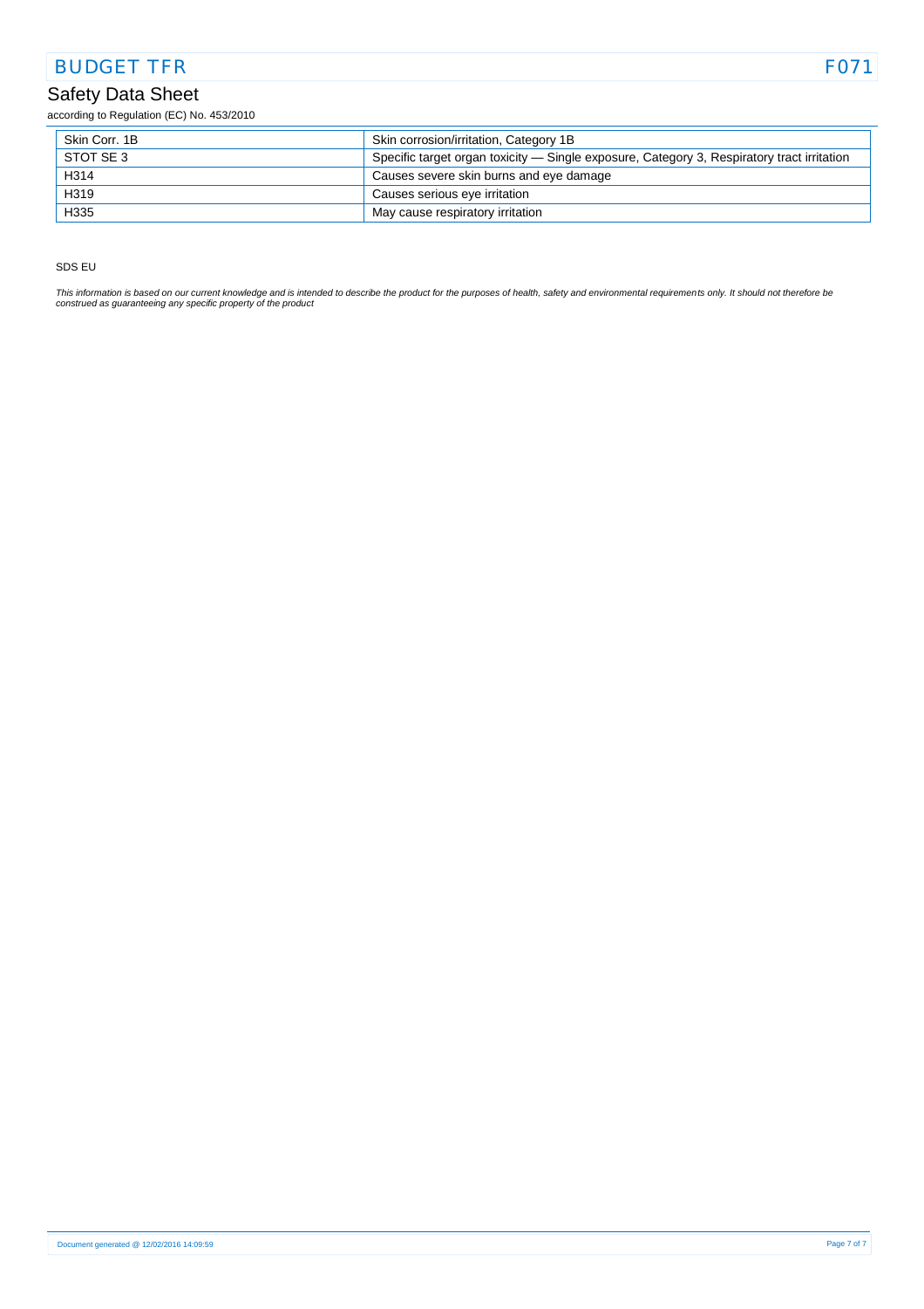| | |
|---|---|
| Skin Corr. 1B | Skin corrosion/irritation, Category 1B |
| STOT SE 3 | Specific target organ toxicity — Single exposure, Category 3, Respiratory tract irritation |
| H314 | Causes severe skin burns and eye damage |
| H319 | Causes serious eye irritation |
| H335 | May cause respiratory irritation |

SDS EU

*This information is based on our current knowledge and is intended to describe the product for the purposes of health, safety and environmental requirements only. It should not therefore be construed as guaranteeing any specific property of the product*